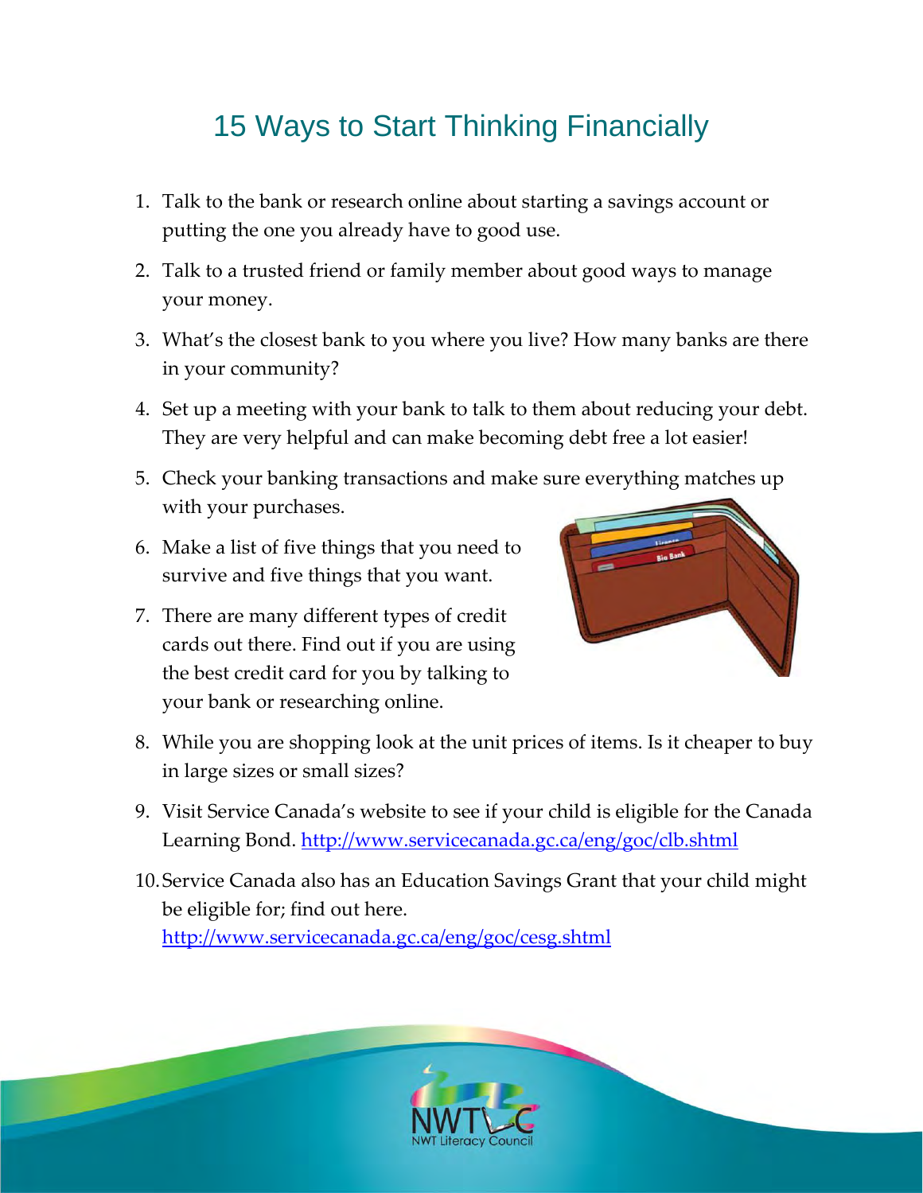# 15 Ways to Start Thinking Financially

1. Talk to the bank or research online about starting a savings account or putting the one you already have to good use.
2. Talk to a trusted friend or family member about good ways to manage your money.
3. What's the closest bank to you where you live? How many banks are there in your community?
4. Set up a meeting with your bank to talk to them about reducing your debt. They are very helpful and can make becoming debt free a lot easier!
5. Check your banking transactions and make sure everything matches up with your purchases.
6. Make a list of five things that you need to survive and five things that you want.
7. There are many different types of credit cards out there. Find out if you are using the best credit card for you by talking to your bank or researching online.
8. While you are shopping look at the unit prices of items. Is it cheaper to buy in large sizes or small sizes?
9. Visit Service Canada's website to see if your child is eligible for the Canada Learning Bond. http://www.servicecanada.gc.ca/eng/goc/clb.shtml
10. Service Canada also has an Education Savings Grant that your child might be eligible for; find out here. http://www.servicecanada.gc.ca/eng/goc/cesg.shtml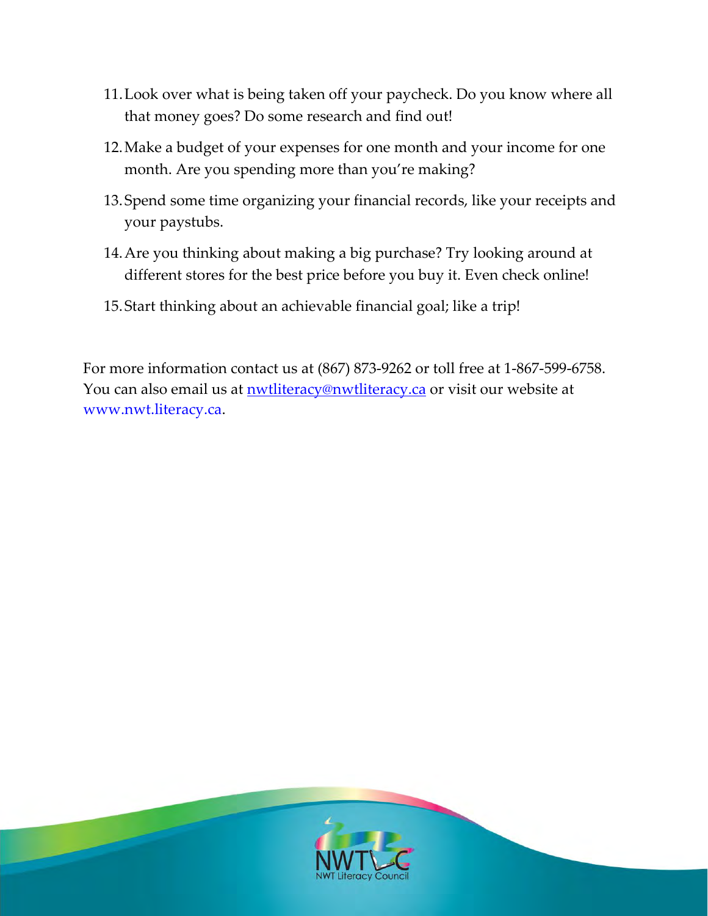11. Look over what is being taken off your paycheck. Do you know where all that money goes? Do some research and find out!
12. Make a budget of your expenses for one month and your income for one month. Are you spending more than you're making?
13. Spend some time organizing your financial records, like your receipts and your paystubs.
14. Are you thinking about making a big purchase? Try looking around at different stores for the best price before you buy it. Even check online!
15. Start thinking about an achievable financial goal; like a trip!

For more information contact us at (867) 873-9262 or toll free at 1-867-599-6758. You can also email us at nwtliteracy@nwtliteracy.ca or visit our website at www.nwt.literacy.ca.

NWTLC
NWT Literacy Council